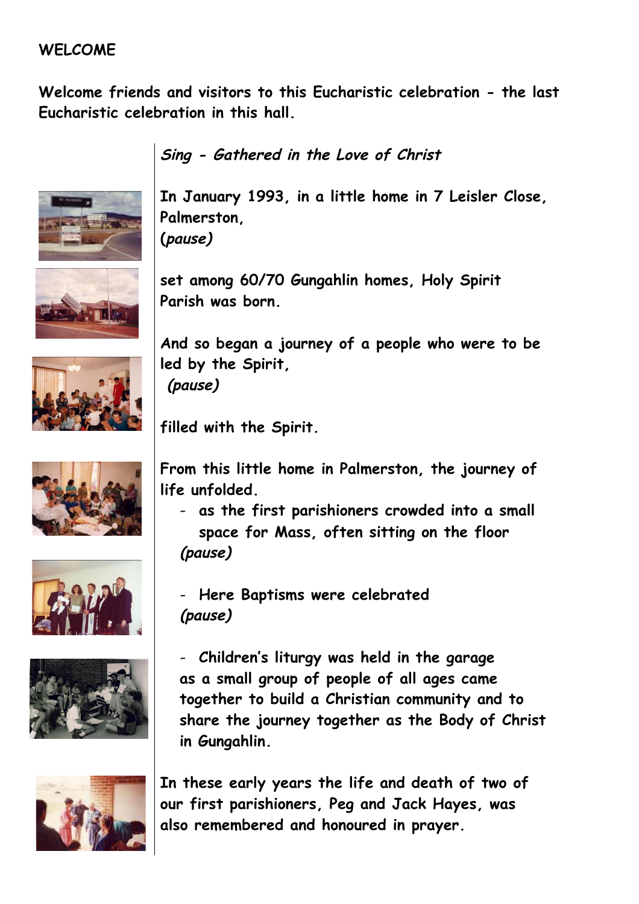## WELCOME

**Welcome friends and visitors to this Eucharistic celebration - the last Eucharistic celebration in this hall.**

***Sing - Gathered in the Love of Christ***

**In January 1993, in a little home in 7 Leisler Close, Palmerston,**
**(*pause*)**

**set among 60/70 Gungahlin homes, Holy Spirit Parish was born.**

**And so began a journey of a people who were to be led by the Spirit,**
***(pause)***

**filled with the Spirit.**

**From this little home in Palmerston, the journey of life unfolded.**

- **as the first parishioners crowded into a small space for Mass, often sitting on the floor**
  ***(pause)***

- **Here Baptisms were celebrated**
  ***(pause)***

- **Children's liturgy was held in the garage as a small group of people of all ages came together to build a Christian community and to share the journey together as the Body of Christ in Gungahlin.**

**In these early years the life and death of two of our first parishioners, Peg and Jack Hayes, was also remembered and honoured in prayer.**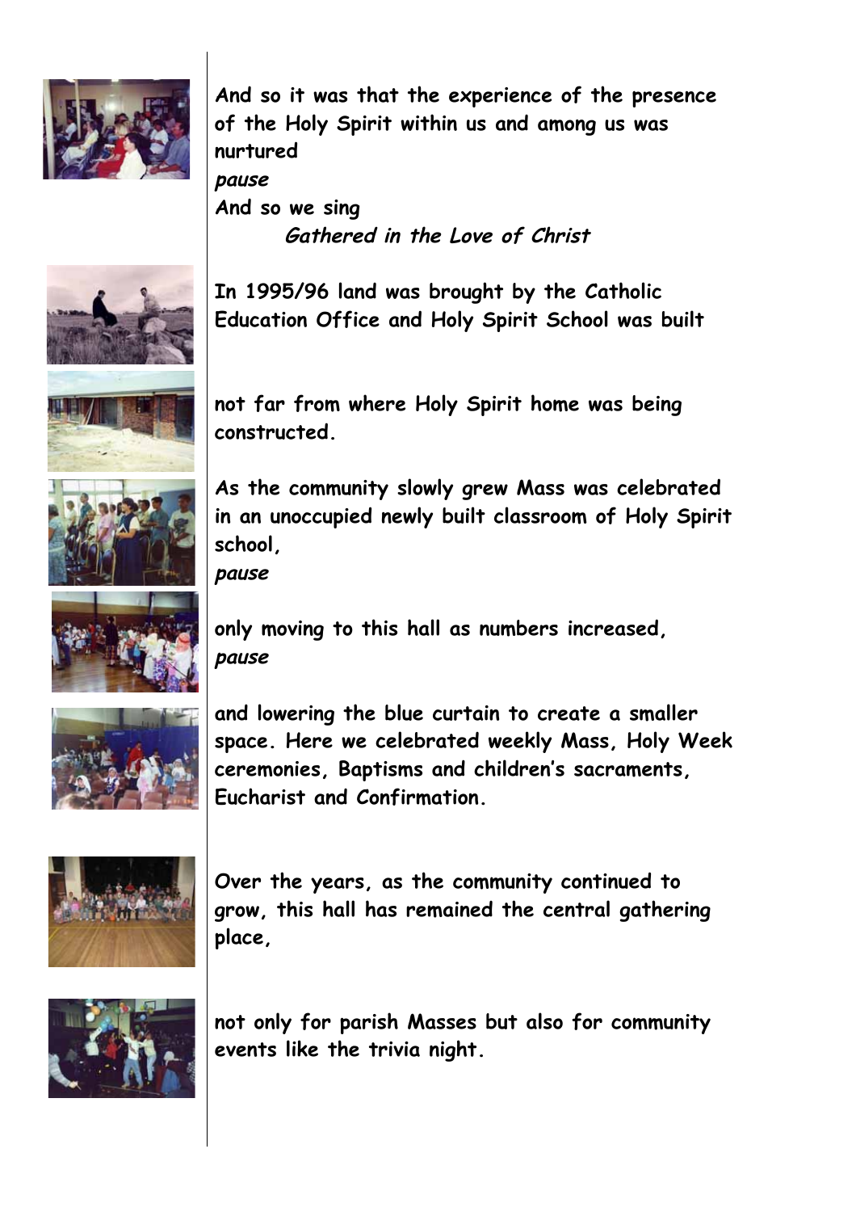**And so it was that the experience of the presence of the Holy Spirit within us and among us was nurtured**

***pause***

**And so we sing**

> ***Gathered in the Love of Christ***

**In 1995/96 land was brought by the Catholic Education Office and Holy Spirit School was built**

**not far from where Holy Spirit home was being constructed.**

**As the community slowly grew Mass was celebrated in an unoccupied newly built classroom of Holy Spirit school,**

***pause***

**only moving to this hall as numbers increased,**

***pause***

**and lowering the blue curtain to create a smaller space. Here we celebrated weekly Mass, Holy Week ceremonies, Baptisms and children's sacraments, Eucharist and Confirmation.**

**Over the years, as the community continued to grow, this hall has remained the central gathering place,**

**not only for parish Masses but also for community events like the trivia night.**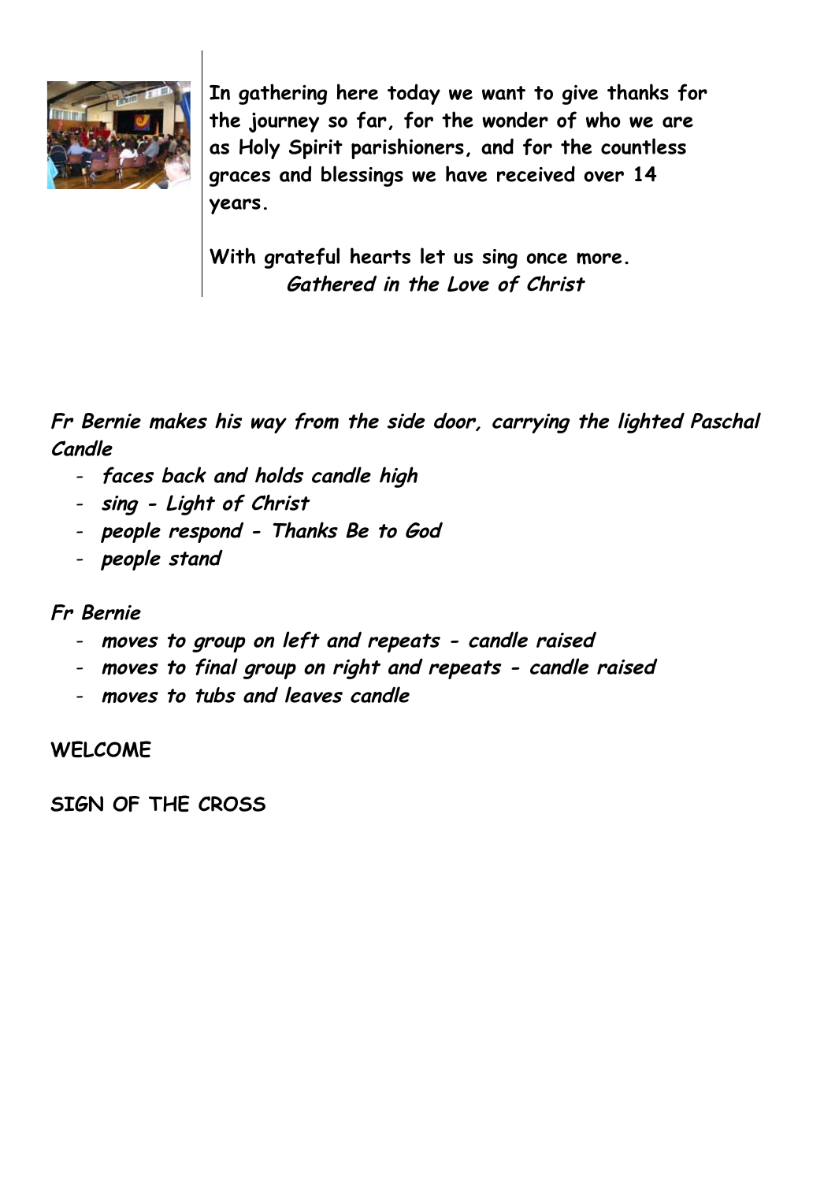**In gathering here today we want to give thanks for the journey so far, for the wonder of who we are as Holy Spirit parishioners, and for the countless graces and blessings we have received over 14 years.**

**With grateful hearts let us sing once more.**
***Gathered in the Love of Christ***

***Fr Bernie makes his way from the side door, carrying the lighted Paschal Candle***

- ***faces back and holds candle high***
- ***sing - Light of Christ***
- ***people respond - Thanks Be to God***
- ***people stand***

***Fr Bernie***

- ***moves to group on left and repeats - candle raised***
- ***moves to final group on right and repeats - candle raised***
- ***moves to tubs and leaves candle***

**WELCOME**

**SIGN OF THE CROSS**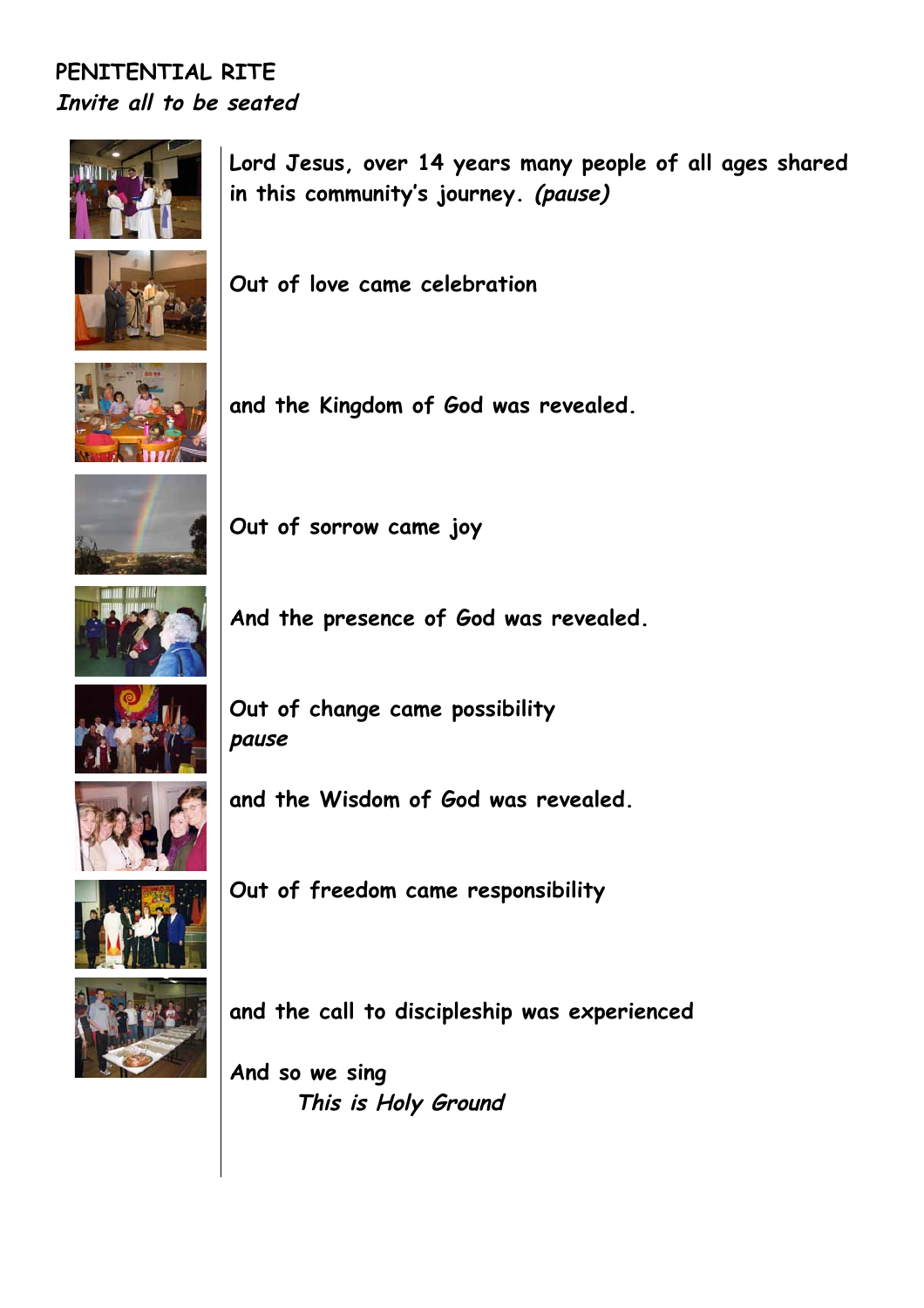**PENITENTIAL RITE**

***Invite all to be seated***

**Lord Jesus, over 14 years many people of all ages shared in this community's journey. *(pause)***

**Out of love came celebration**

**and the Kingdom of God was revealed.**

**Out of sorrow came joy**

**And the presence of God was revealed.**

**Out of change came possibility**
***pause***

**and the Wisdom of God was revealed.**

**Out of freedom came responsibility**

**and the call to discipleship was experienced**

**And so we sing**
***This is Holy Ground***